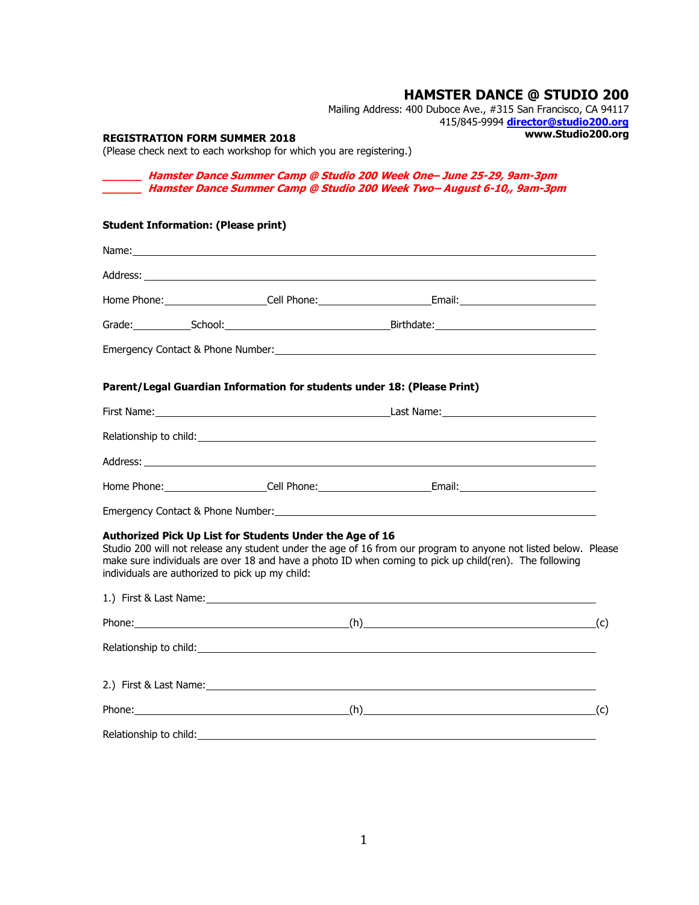# HAMSTER DANCE @ STUDIO 200

Mailing Address: 400 Duboce Ave., #315 San Francisco, CA 94117
415/845-9994 **director@studio200.org**
**www.Studio200.org**

**REGISTRATION FORM SUMMER 2018**
(Please check next to each workshop for which you are registering.)

***\_\_\_\_\_\_ Hamster Dance Summer Camp @ Studio 200 Week One– June 25-29, 9am-3pm***
***\_\_\_\_\_\_ Hamster Dance Summer Camp @ Studio 200 Week Two– August 6-10,, 9am-3pm***

**Student Information: (Please print)**

Name: \_\_\_\_\_\_\_\_\_\_\_\_\_\_\_\_\_\_\_\_\_\_\_\_\_\_\_\_\_\_\_\_\_\_\_\_\_\_\_\_

Address: \_\_\_\_\_\_\_\_\_\_\_\_\_\_\_\_\_\_\_\_\_\_\_\_\_\_\_\_\_\_\_\_\_\_\_\_\_\_\_\_

Home Phone: \_\_\_\_\_\_\_\_\_\_\_\_ Cell Phone: \_\_\_\_\_\_\_\_\_\_\_\_ Email: \_\_\_\_\_\_\_\_\_\_\_\_

Grade: \_\_\_\_\_\_ School: \_\_\_\_\_\_\_\_\_\_\_\_\_\_\_\_ Birthdate: \_\_\_\_\_\_\_\_\_\_\_\_

Emergency Contact & Phone Number: \_\_\_\_\_\_\_\_\_\_\_\_\_\_\_\_\_\_\_\_\_\_\_\_

**Parent/Legal Guardian Information for students under 18: (Please Print)**

First Name: \_\_\_\_\_\_\_\_\_\_\_\_\_\_\_\_\_\_\_\_ Last Name: \_\_\_\_\_\_\_\_\_\_\_\_\_\_\_\_

Relationship to child: \_\_\_\_\_\_\_\_\_\_\_\_\_\_\_\_\_\_\_\_\_\_\_\_\_\_\_\_\_\_\_\_

Address: \_\_\_\_\_\_\_\_\_\_\_\_\_\_\_\_\_\_\_\_\_\_\_\_\_\_\_\_\_\_\_\_\_\_\_\_\_\_\_\_

Home Phone: \_\_\_\_\_\_\_\_\_\_\_\_ Cell Phone: \_\_\_\_\_\_\_\_\_\_\_\_ Email: \_\_\_\_\_\_\_\_\_\_\_\_

Emergency Contact & Phone Number: \_\_\_\_\_\_\_\_\_\_\_\_\_\_\_\_\_\_\_\_\_\_\_\_

**Authorized Pick Up List for Students Under the Age of 16**
Studio 200 will not release any student under the age of 16 from our program to anyone not listed below. Please make sure individuals are over 18 and have a photo ID when coming to pick up child(ren). The following individuals are authorized to pick up my child:

1.) First & Last Name: \_\_\_\_\_\_\_\_\_\_\_\_\_\_\_\_\_\_\_\_\_\_\_\_\_\_\_\_\_\_\_\_

Phone: \_\_\_\_\_\_\_\_\_\_\_\_\_\_\_\_\_\_\_\_ (h) \_\_\_\_\_\_\_\_\_\_\_\_\_\_\_\_\_\_\_\_ (c)

Relationship to child: \_\_\_\_\_\_\_\_\_\_\_\_\_\_\_\_\_\_\_\_\_\_\_\_\_\_\_\_\_\_\_\_

2.) First & Last Name: \_\_\_\_\_\_\_\_\_\_\_\_\_\_\_\_\_\_\_\_\_\_\_\_\_\_\_\_\_\_\_\_

Phone: \_\_\_\_\_\_\_\_\_\_\_\_\_\_\_\_\_\_\_\_ (h) \_\_\_\_\_\_\_\_\_\_\_\_\_\_\_\_\_\_\_\_ (c)

Relationship to child: \_\_\_\_\_\_\_\_\_\_\_\_\_\_\_\_\_\_\_\_\_\_\_\_\_\_\_\_\_\_\_\_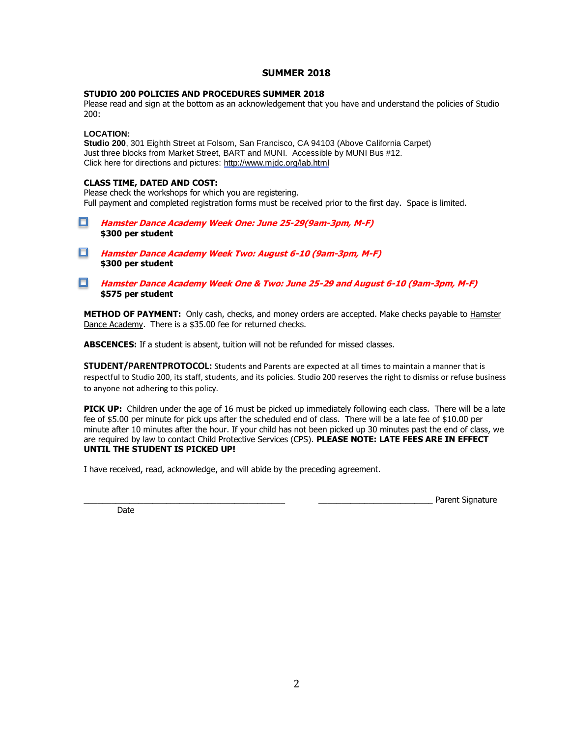# SUMMER 2018

**STUDIO 200 POLICIES AND PROCEDURES SUMMER 2018**
Please read and sign at the bottom as an acknowledgement that you have and understand the policies of Studio 200:

**LOCATION:**
**Studio 200**, 301 Eighth Street at Folsom, San Francisco, CA 94103 (Above California Carpet)
Just three blocks from Market Street, BART and MUNI. Accessible by MUNI Bus #12.
Click here for directions and pictures: http://www.mjdc.org/lab.html

**CLASS TIME, DATED AND COST:**
Please check the workshops for which you are registering.
Full payment and completed registration forms must be received prior to the first day. Space is limited.

- ☐ ***Hamster Dance Academy Week One: June 25-29(9am-3pm, M-F)***
  **$300 per student**
- ☐ ***Hamster Dance Academy Week Two: August 6-10 (9am-3pm, M-F)***
  **$300 per student**
- ☐ ***Hamster Dance Academy Week One & Two: June 25-29 and August 6-10 (9am-3pm, M-F)***
  **$575 per student**

**METHOD OF PAYMENT:** Only cash, checks, and money orders are accepted. Make checks payable to Hamster Dance Academy. There is a $35.00 fee for returned checks.

**ABSCENCES:** If a student is absent, tuition will not be refunded for missed classes.

**STUDENT/PARENTPROTOCOL:** Students and Parents are expected at all times to maintain a manner that is respectful to Studio 200, its staff, students, and its policies. Studio 200 reserves the right to dismiss or refuse business to anyone not adhering to this policy.

**PICK UP:** Children under the age of 16 must be picked up immediately following each class. There will be a late fee of $5.00 per minute for pick ups after the scheduled end of class. There will be a late fee of $10.00 per minute after 10 minutes after the hour. If your child has not been picked up 30 minutes past the end of class, we are required by law to contact Child Protective Services (CPS). **PLEASE NOTE: LATE FEES ARE IN EFFECT UNTIL THE STUDENT IS PICKED UP!**

I have received, read, acknowledge, and will abide by the preceding agreement.

\_\_\_\_\_\_\_\_\_\_\_\_\_\_\_\_\_\_\_\_\_\_\_\_\_\_\_\_\_\_\_\_\_\_\_\_\_\_\_\_\_\_\_\_ \_\_\_\_\_\_\_\_\_\_\_\_\_\_\_\_\_\_\_\_\_\_\_\_\_\_ Parent Signature
Date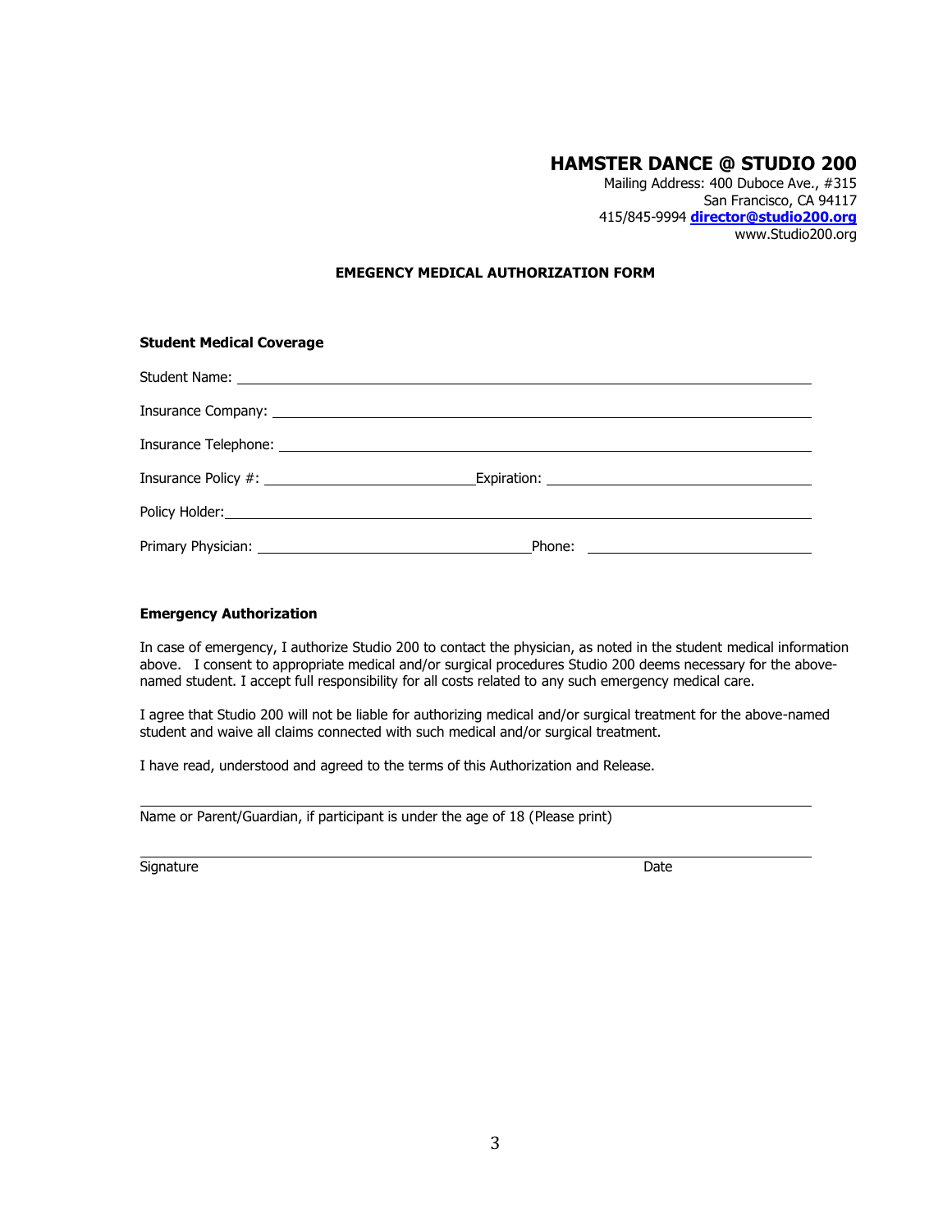# HAMSTER DANCE @ STUDIO 200

Mailing Address: 400 Duboce Ave., #315
San Francisco, CA 94117
415/845-9994 **director@studio200.org**
www.Studio200.org

### EMEGENCY MEDICAL AUTHORIZATION FORM

**Student Medical Coverage**

Student Name: ____________________________________________

Insurance Company: ____________________________________________

Insurance Telephone: ____________________________________________

Insurance Policy #: ____________________ Expiration: ____________________

Policy Holder: ____________________________________________

Primary Physician: ____________________ Phone: ____________________

**Emergency Authorization**

In case of emergency, I authorize Studio 200 to contact the physician, as noted in the student medical information above. I consent to appropriate medical and/or surgical procedures Studio 200 deems necessary for the above-named student. I accept full responsibility for all costs related to any such emergency medical care.

I agree that Studio 200 will not be liable for authorizing medical and/or surgical treatment for the above-named student and waive all claims connected with such medical and/or surgical treatment.

I have read, understood and agreed to the terms of this Authorization and Release.

____________________________________________
Name or Parent/Guardian, if participant is under the age of 18 (Please print)

____________________________________________
Signature Date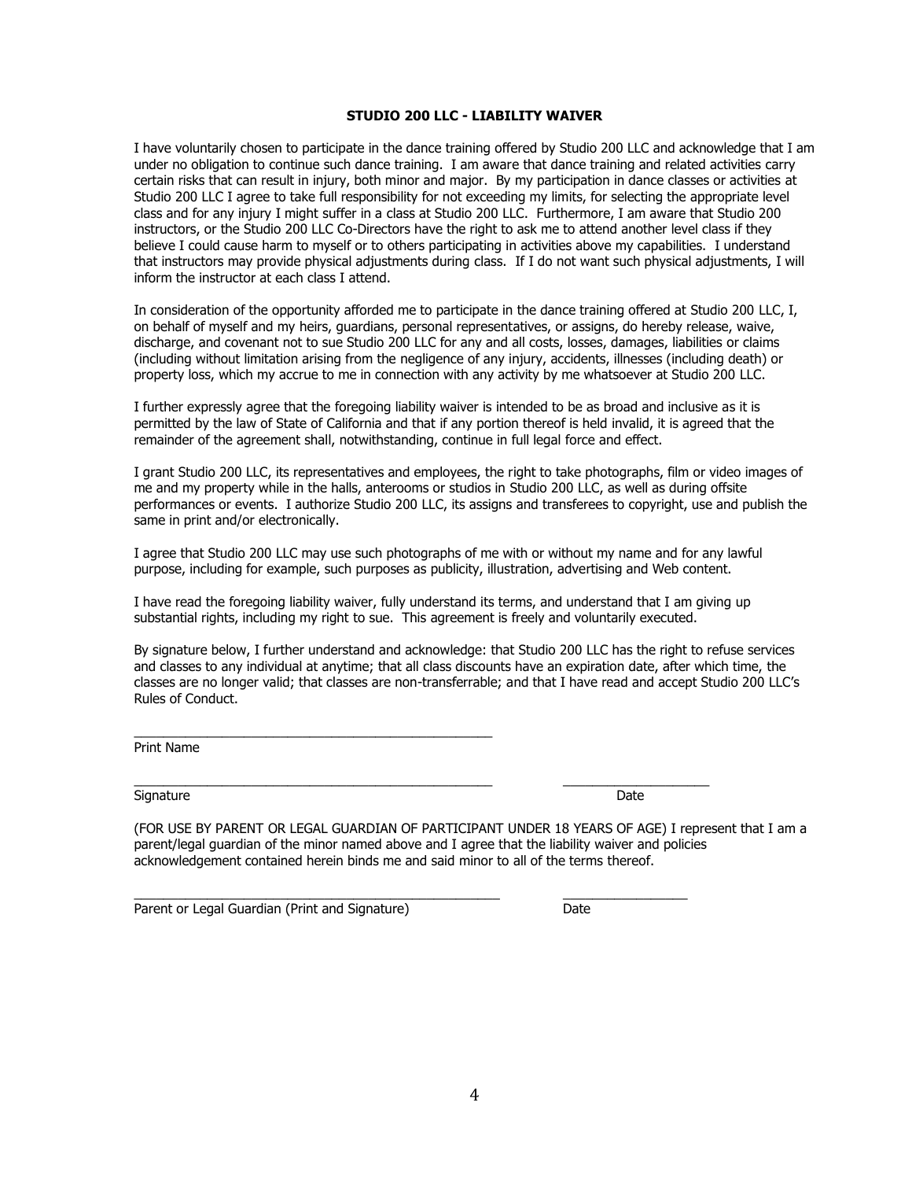**STUDIO 200 LLC - LIABILITY WAIVER**

I have voluntarily chosen to participate in the dance training offered by Studio 200 LLC and acknowledge that I am under no obligation to continue such dance training. I am aware that dance training and related activities carry certain risks that can result in injury, both minor and major. By my participation in dance classes or activities at Studio 200 LLC I agree to take full responsibility for not exceeding my limits, for selecting the appropriate level class and for any injury I might suffer in a class at Studio 200 LLC. Furthermore, I am aware that Studio 200 instructors, or the Studio 200 LLC Co-Directors have the right to ask me to attend another level class if they believe I could cause harm to myself or to others participating in activities above my capabilities. I understand that instructors may provide physical adjustments during class. If I do not want such physical adjustments, I will inform the instructor at each class I attend.

In consideration of the opportunity afforded me to participate in the dance training offered at Studio 200 LLC, I, on behalf of myself and my heirs, guardians, personal representatives, or assigns, do hereby release, waive, discharge, and covenant not to sue Studio 200 LLC for any and all costs, losses, damages, liabilities or claims (including without limitation arising from the negligence of any injury, accidents, illnesses (including death) or property loss, which my accrue to me in connection with any activity by me whatsoever at Studio 200 LLC.

I further expressly agree that the foregoing liability waiver is intended to be as broad and inclusive as it is permitted by the law of State of California and that if any portion thereof is held invalid, it is agreed that the remainder of the agreement shall, notwithstanding, continue in full legal force and effect.

I grant Studio 200 LLC, its representatives and employees, the right to take photographs, film or video images of me and my property while in the halls, anterooms or studios in Studio 200 LLC, as well as during offsite performances or events. I authorize Studio 200 LLC, its assigns and transferees to copyright, use and publish the same in print and/or electronically.

I agree that Studio 200 LLC may use such photographs of me with or without my name and for any lawful purpose, including for example, such purposes as publicity, illustration, advertising and Web content.

I have read the foregoing liability waiver, fully understand its terms, and understand that I am giving up substantial rights, including my right to sue. This agreement is freely and voluntarily executed.

By signature below, I further understand and acknowledge: that Studio 200 LLC has the right to refuse services and classes to any individual at anytime; that all class discounts have an expiration date, after which time, the classes are no longer valid; that classes are non-transferrable; and that I have read and accept Studio 200 LLC's Rules of Conduct.

\_\_\_\_\_\_\_\_\_\_\_\_\_\_\_\_\_\_\_\_\_\_\_\_\_\_\_\_\_\_\_\_\_\_\_\_\_\_\_\_\_\_\_\_\_\_\_\_
Print Name

\_\_\_\_\_\_\_\_\_\_\_\_\_\_\_\_\_\_\_\_\_\_\_\_\_\_\_\_\_\_\_\_\_\_\_\_\_\_\_\_\_\_\_\_\_\_\_\_          \_\_\_\_\_\_\_\_\_\_\_\_\_\_\_\_\_\_\_\_
Signature                                                                                          Date

(FOR USE BY PARENT OR LEGAL GUARDIAN OF PARTICIPANT UNDER 18 YEARS OF AGE) I represent that I am a parent/legal guardian of the minor named above and I agree that the liability waiver and policies acknowledgement contained herein binds me and said minor to all of the terms thereof.

\_\_\_\_\_\_\_\_\_\_\_\_\_\_\_\_\_\_\_\_\_\_\_\_\_\_\_\_\_\_\_\_\_\_\_\_\_\_\_\_\_\_\_\_\_\_\_\_          \_\_\_\_\_\_\_\_\_\_\_\_\_\_\_\_\_\_
Parent or Legal Guardian (Print and Signature)                                  Date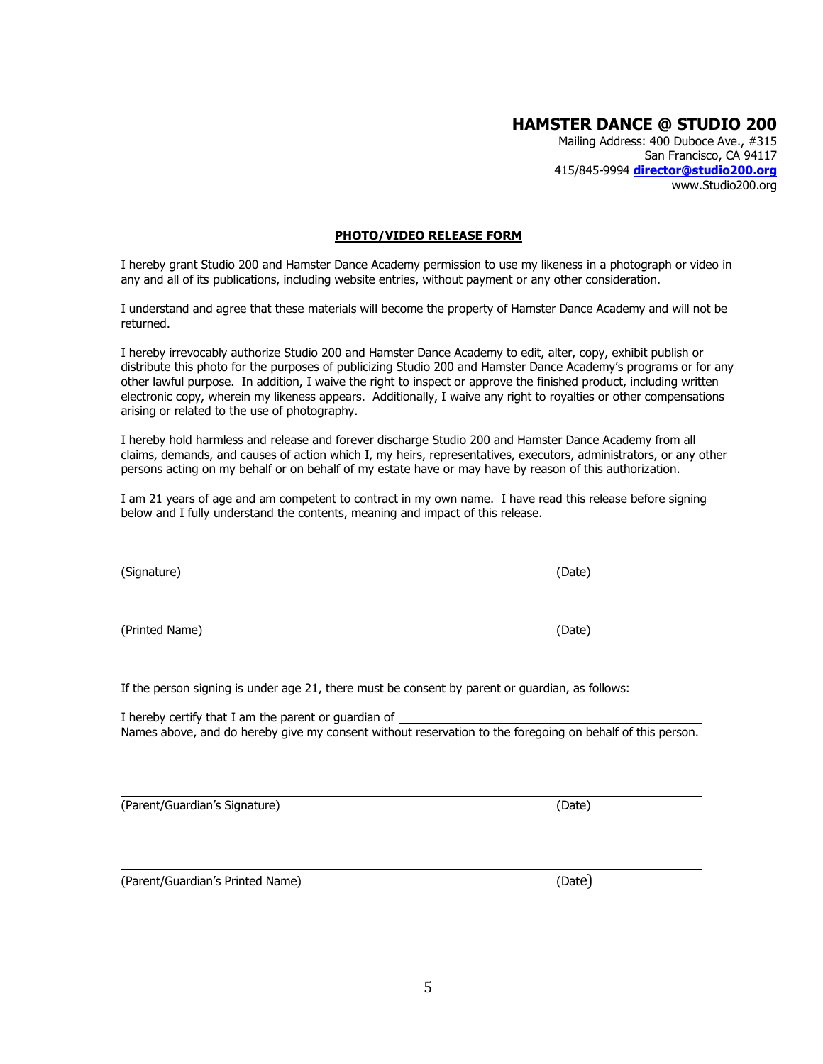# HAMSTER DANCE @ STUDIO 200

Mailing Address: 400 Duboce Ave., #315
San Francisco, CA 94117
415/845-9994 **director@studio200.org**
www.Studio200.org

## PHOTO/VIDEO RELEASE FORM

I hereby grant Studio 200 and Hamster Dance Academy permission to use my likeness in a photograph or video in any and all of its publications, including website entries, without payment or any other consideration.

I understand and agree that these materials will become the property of Hamster Dance Academy and will not be returned.

I hereby irrevocably authorize Studio 200 and Hamster Dance Academy to edit, alter, copy, exhibit publish or distribute this photo for the purposes of publicizing Studio 200 and Hamster Dance Academy's programs or for any other lawful purpose. In addition, I waive the right to inspect or approve the finished product, including written electronic copy, wherein my likeness appears. Additionally, I waive any right to royalties or other compensations arising or related to the use of photography.

I hereby hold harmless and release and forever discharge Studio 200 and Hamster Dance Academy from all claims, demands, and causes of action which I, my heirs, representatives, executors, administrators, or any other persons acting on my behalf or on behalf of my estate have or may have by reason of this authorization.

I am 21 years of age and am competent to contract in my own name. I have read this release before signing below and I fully understand the contents, meaning and impact of this release.

______________________________________________ ____________
(Signature) (Date)

______________________________________________ ____________
(Printed Name) (Date)

If the person signing is under age 21, there must be consent by parent or guardian, as follows:

I hereby certify that I am the parent or guardian of ______________________________
Names above, and do hereby give my consent without reservation to the foregoing on behalf of this person.

______________________________________________ ____________
(Parent/Guardian's Signature) (Date)

______________________________________________ ____________
(Parent/Guardian's Printed Name) (Date)